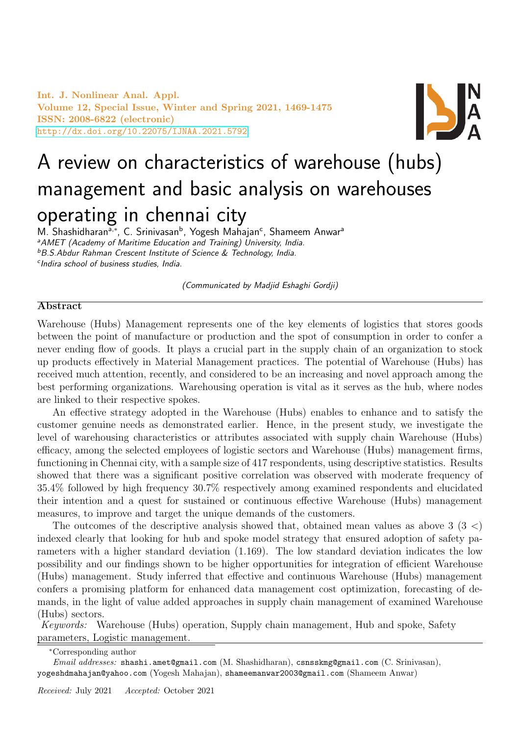# A review on characteristics of warehouse (hubs) management and basic analysis on warehouses operating in chennai city

M. Shashidharan[a,*], C. Srinivasan[b], Yogesh Mahajan[c], Shameem Anwar[a]

[a]*AMET (Academy of Maritime Education and Training) University, India.*
[b]*B.S.Abdur Rahman Crescent Institute of Science & Technology, India.*
[c]*Indira school of business studies, India.*

*(Communicated by Madjid Eshaghi Gordji)*

## Abstract

Warehouse (Hubs) Management represents one of the key elements of logistics that stores goods between the point of manufacture or production and the spot of consumption in order to confer a never ending flow of goods. It plays a crucial part in the supply chain of an organization to stock up products effectively in Material Management practices. The potential of Warehouse (Hubs) has received much attention, recently, and considered to be an increasing and novel approach among the best performing organizations. Warehousing operation is vital as it serves as the hub, where nodes are linked to their respective spokes.

An effective strategy adopted in the Warehouse (Hubs) enables to enhance and to satisfy the customer genuine needs as demonstrated earlier. Hence, in the present study, we investigate the level of warehousing characteristics or attributes associated with supply chain Warehouse (Hubs) efficacy, among the selected employees of logistic sectors and Warehouse (Hubs) management firms, functioning in Chennai city, with a sample size of 417 respondents, using descriptive statistics. Results showed that there was a significant positive correlation was observed with moderate frequency of 35.4% followed by high frequency 30.7% respectively among examined respondents and elucidated their intention and a quest for sustained or continuous effective Warehouse (Hubs) management measures, to improve and target the unique demands of the customers.

The outcomes of the descriptive analysis showed that, obtained mean values as above 3 (3 <) indexed clearly that looking for hub and spoke model strategy that ensured adoption of safety parameters with a higher standard deviation (1.169). The low standard deviation indicates the low possibility and our findings shown to be higher opportunities for integration of efficient Warehouse (Hubs) management. Study inferred that effective and continuous Warehouse (Hubs) management confers a promising platform for enhanced data management cost optimization, forecasting of demands, in the light of value added approaches in supply chain management of examined Warehouse (Hubs) sectors.

*Keywords:* Warehouse (Hubs) operation, Supply chain management, Hub and spoke, Safety parameters, Logistic management.

---

*Corresponding author

*Email addresses:* shashi.amet@gmail.com (M. Shashidharan), csnsskmg@gmail.com (C. Srinivasan), yogeshdmahajan@yahoo.com (Yogesh Mahajan), shameemanwar2003@gmail.com (Shameem Anwar)

*Received:* July 2021 *Accepted:* October 2021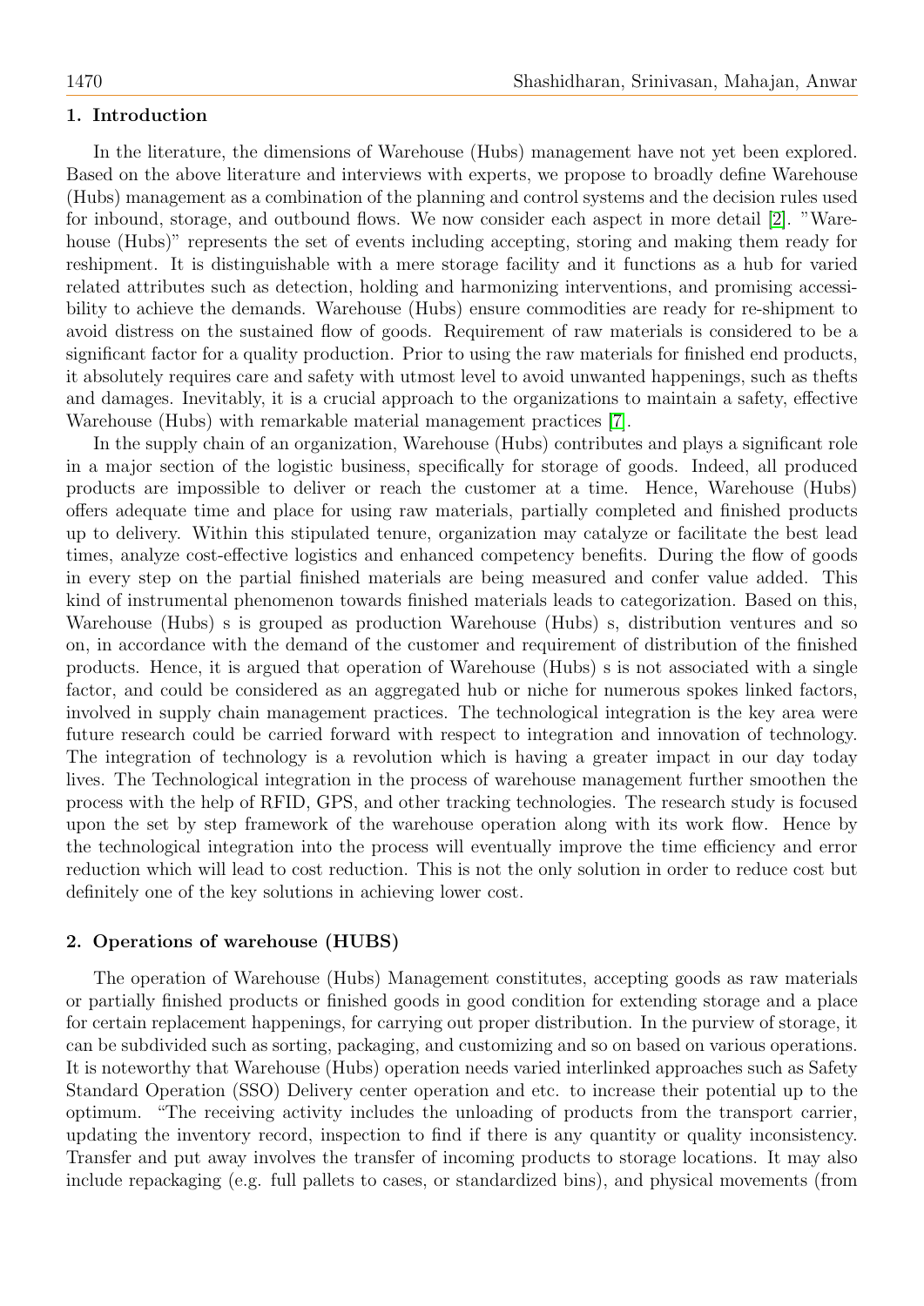## 1. Introduction

In the literature, the dimensions of Warehouse (Hubs) management have not yet been explored. Based on the above literature and interviews with experts, we propose to broadly define Warehouse (Hubs) management as a combination of the planning and control systems and the decision rules used for inbound, storage, and outbound flows. We now consider each aspect in more detail [2]. "Warehouse (Hubs)" represents the set of events including accepting, storing and making them ready for reshipment. It is distinguishable with a mere storage facility and it functions as a hub for varied related attributes such as detection, holding and harmonizing interventions, and promising accessibility to achieve the demands. Warehouse (Hubs) ensure commodities are ready for re-shipment to avoid distress on the sustained flow of goods. Requirement of raw materials is considered to be a significant factor for a quality production. Prior to using the raw materials for finished end products, it absolutely requires care and safety with utmost level to avoid unwanted happenings, such as thefts and damages. Inevitably, it is a crucial approach to the organizations to maintain a safety, effective Warehouse (Hubs) with remarkable material management practices [7].

In the supply chain of an organization, Warehouse (Hubs) contributes and plays a significant role in a major section of the logistic business, specifically for storage of goods. Indeed, all produced products are impossible to deliver or reach the customer at a time. Hence, Warehouse (Hubs) offers adequate time and place for using raw materials, partially completed and finished products up to delivery. Within this stipulated tenure, organization may catalyze or facilitate the best lead times, analyze cost-effective logistics and enhanced competency benefits. During the flow of goods in every step on the partial finished materials are being measured and confer value added. This kind of instrumental phenomenon towards finished materials leads to categorization. Based on this, Warehouse (Hubs) s is grouped as production Warehouse (Hubs) s, distribution ventures and so on, in accordance with the demand of the customer and requirement of distribution of the finished products. Hence, it is argued that operation of Warehouse (Hubs) s is not associated with a single factor, and could be considered as an aggregated hub or niche for numerous spokes linked factors, involved in supply chain management practices. The technological integration is the key area were future research could be carried forward with respect to integration and innovation of technology. The integration of technology is a revolution which is having a greater impact in our day today lives. The Technological integration in the process of warehouse management further smoothen the process with the help of RFID, GPS, and other tracking technologies. The research study is focused upon the set by step framework of the warehouse operation along with its work flow. Hence by the technological integration into the process will eventually improve the time efficiency and error reduction which will lead to cost reduction. This is not the only solution in order to reduce cost but definitely one of the key solutions in achieving lower cost.

## 2. Operations of warehouse (HUBS)

The operation of Warehouse (Hubs) Management constitutes, accepting goods as raw materials or partially finished products or finished goods in good condition for extending storage and a place for certain replacement happenings, for carrying out proper distribution. In the purview of storage, it can be subdivided such as sorting, packaging, and customizing and so on based on various operations. It is noteworthy that Warehouse (Hubs) operation needs varied interlinked approaches such as Safety Standard Operation (SSO) Delivery center operation and etc. to increase their potential up to the optimum. "The receiving activity includes the unloading of products from the transport carrier, updating the inventory record, inspection to find if there is any quantity or quality inconsistency. Transfer and put away involves the transfer of incoming products to storage locations. It may also include repackaging (e.g. full pallets to cases, or standardized bins), and physical movements (from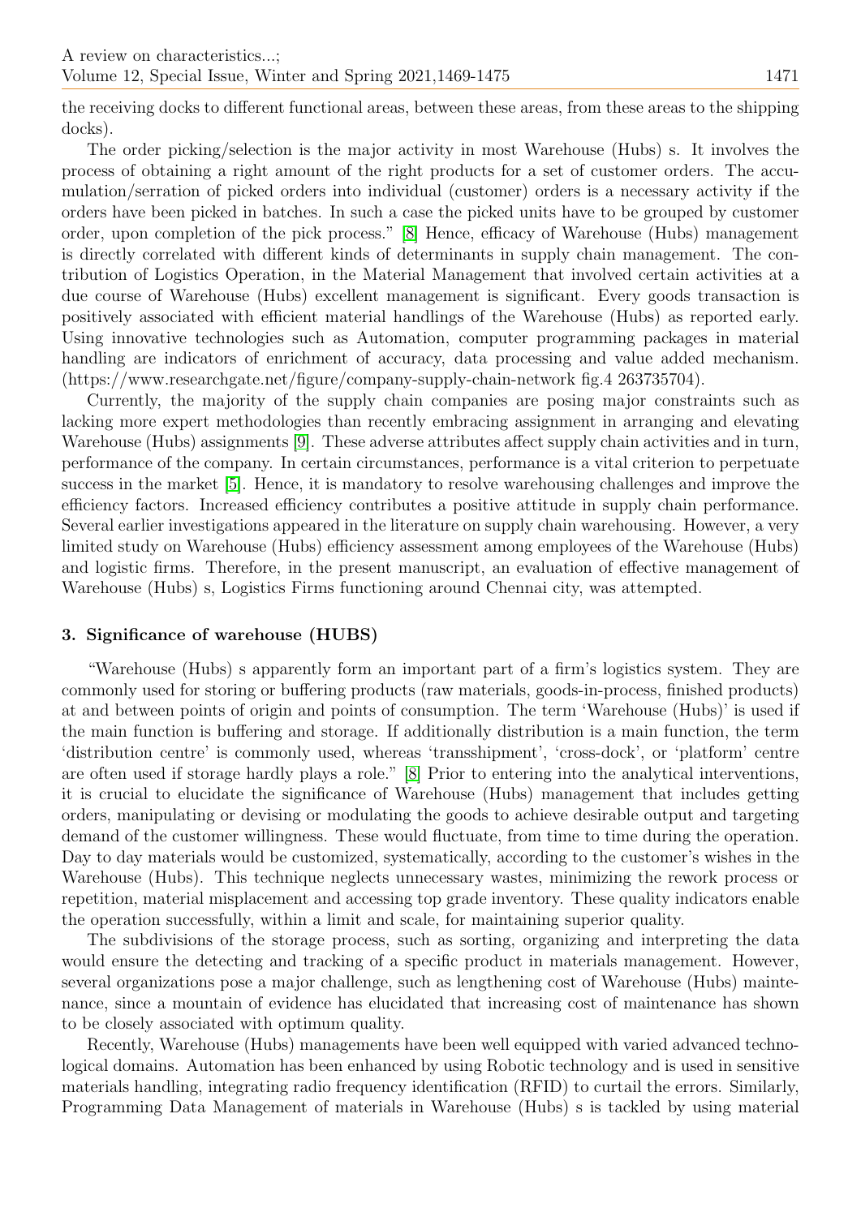the receiving docks to different functional areas, between these areas, from these areas to the shipping docks).

The order picking/selection is the major activity in most Warehouse (Hubs) s. It involves the process of obtaining a right amount of the right products for a set of customer orders. The accumulation/serration of picked orders into individual (customer) orders is a necessary activity if the orders have been picked in batches. In such a case the picked units have to be grouped by customer order, upon completion of the pick process." [8] Hence, efficacy of Warehouse (Hubs) management is directly correlated with different kinds of determinants in supply chain management. The contribution of Logistics Operation, in the Material Management that involved certain activities at a due course of Warehouse (Hubs) excellent management is significant. Every goods transaction is positively associated with efficient material handlings of the Warehouse (Hubs) as reported early. Using innovative technologies such as Automation, computer programming packages in material handling are indicators of enrichment of accuracy, data processing and value added mechanism. (https://www.researchgate.net/figure/company-supply-chain-network fig.4 263735704).

Currently, the majority of the supply chain companies are posing major constraints such as lacking more expert methodologies than recently embracing assignment in arranging and elevating Warehouse (Hubs) assignments [9]. These adverse attributes affect supply chain activities and in turn, performance of the company. In certain circumstances, performance is a vital criterion to perpetuate success in the market [5]. Hence, it is mandatory to resolve warehousing challenges and improve the efficiency factors. Increased efficiency contributes a positive attitude in supply chain performance. Several earlier investigations appeared in the literature on supply chain warehousing. However, a very limited study on Warehouse (Hubs) efficiency assessment among employees of the Warehouse (Hubs) and logistic firms. Therefore, in the present manuscript, an evaluation of effective management of Warehouse (Hubs) s, Logistics Firms functioning around Chennai city, was attempted.

## 3. Significance of warehouse (HUBS)

"Warehouse (Hubs) s apparently form an important part of a firm's logistics system. They are commonly used for storing or buffering products (raw materials, goods-in-process, finished products) at and between points of origin and points of consumption. The term 'Warehouse (Hubs)' is used if the main function is buffering and storage. If additionally distribution is a main function, the term 'distribution centre' is commonly used, whereas 'transshipment', 'cross-dock', or 'platform' centre are often used if storage hardly plays a role." [8] Prior to entering into the analytical interventions, it is crucial to elucidate the significance of Warehouse (Hubs) management that includes getting orders, manipulating or devising or modulating the goods to achieve desirable output and targeting demand of the customer willingness. These would fluctuate, from time to time during the operation. Day to day materials would be customized, systematically, according to the customer's wishes in the Warehouse (Hubs). This technique neglects unnecessary wastes, minimizing the rework process or repetition, material misplacement and accessing top grade inventory. These quality indicators enable the operation successfully, within a limit and scale, for maintaining superior quality.

The subdivisions of the storage process, such as sorting, organizing and interpreting the data would ensure the detecting and tracking of a specific product in materials management. However, several organizations pose a major challenge, such as lengthening cost of Warehouse (Hubs) maintenance, since a mountain of evidence has elucidated that increasing cost of maintenance has shown to be closely associated with optimum quality.

Recently, Warehouse (Hubs) managements have been well equipped with varied advanced technological domains. Automation has been enhanced by using Robotic technology and is used in sensitive materials handling, integrating radio frequency identification (RFID) to curtail the errors. Similarly, Programming Data Management of materials in Warehouse (Hubs) s is tackled by using material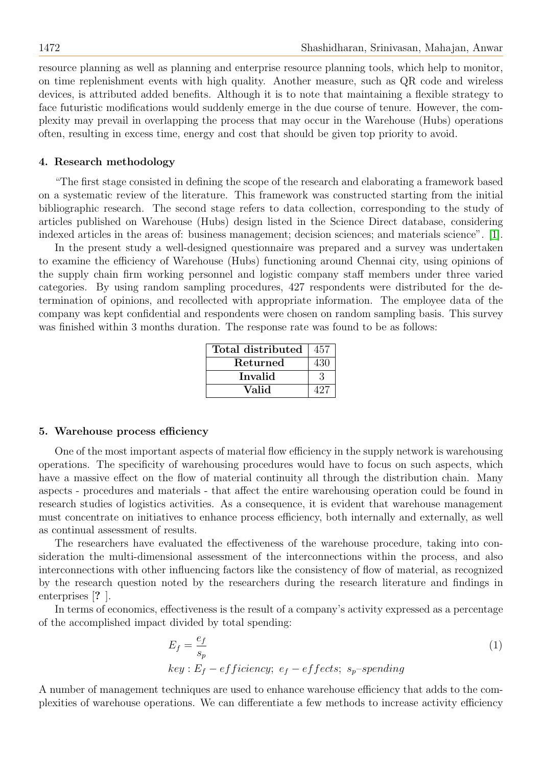resource planning as well as planning and enterprise resource planning tools, which help to monitor, on time replenishment events with high quality. Another measure, such as QR code and wireless devices, is attributed added benefits. Although it is to note that maintaining a flexible strategy to face futuristic modifications would suddenly emerge in the due course of tenure. However, the complexity may prevail in overlapping the process that may occur in the Warehouse (Hubs) operations often, resulting in excess time, energy and cost that should be given top priority to avoid.

## 4. Research methodology

"The first stage consisted in defining the scope of the research and elaborating a framework based on a systematic review of the literature. This framework was constructed starting from the initial bibliographic research. The second stage refers to data collection, corresponding to the study of articles published on Warehouse (Hubs) design listed in the Science Direct database, considering indexed articles in the areas of: business management; decision sciences; and materials science". [1].

In the present study a well-designed questionnaire was prepared and a survey was undertaken to examine the efficiency of Warehouse (Hubs) functioning around Chennai city, using opinions of the supply chain firm working personnel and logistic company staff members under three varied categories. By using random sampling procedures, 427 respondents were distributed for the determination of opinions, and recollected with appropriate information. The employee data of the company was kept confidential and respondents were chosen on random sampling basis. This survey was finished within 3 months duration. The response rate was found to be as follows:

| **Total distributed** | 457 |
|---|---|
| **Returned** | 430 |
| **Invalid** | 3 |
| **Valid** | 427 |

## 5. Warehouse process efficiency

One of the most important aspects of material flow efficiency in the supply network is warehousing operations. The specificity of warehousing procedures would have to focus on such aspects, which have a massive effect on the flow of material continuity all through the distribution chain. Many aspects - procedures and materials - that affect the entire warehousing operation could be found in research studies of logistics activities. As a consequence, it is evident that warehouse management must concentrate on initiatives to enhance process efficiency, both internally and externally, as well as continual assessment of results.

The researchers have evaluated the effectiveness of the warehouse procedure, taking into consideration the multi-dimensional assessment of the interconnections within the process, and also interconnections with other influencing factors like the consistency of flow of material, as recognized by the research question noted by the researchers during the research literature and findings in enterprises [? ].

In terms of economics, effectiveness is the result of a company's activity expressed as a percentage of the accomplished impact divided by total spending:

$$E_f = \frac{e_f}{s_p} \tag{1}$$

$$key : E_f - efficiency;\ e_f - effects;\ s_p\text{–}spending$$

A number of management techniques are used to enhance warehouse efficiency that adds to the complexities of warehouse operations. We can differentiate a few methods to increase activity efficiency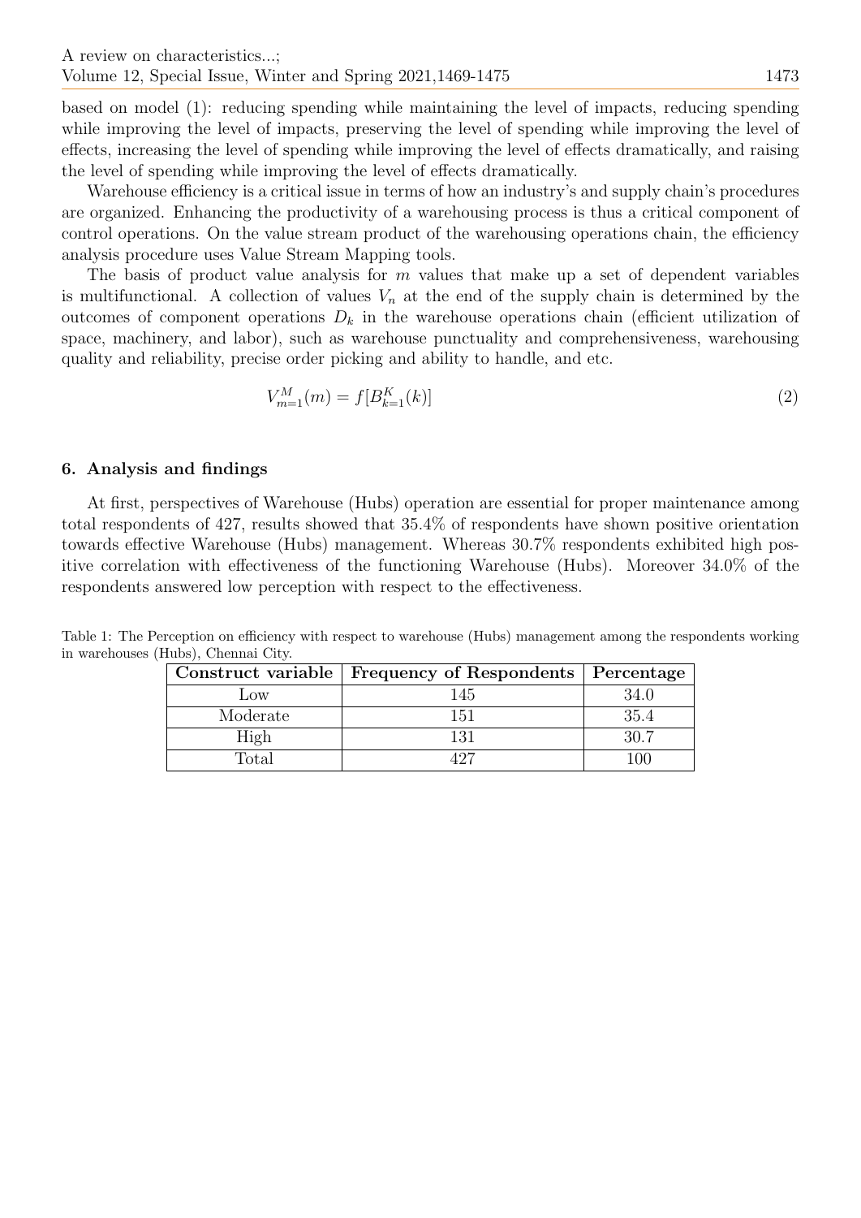based on model (1): reducing spending while maintaining the level of impacts, reducing spending while improving the level of impacts, preserving the level of spending while improving the level of effects, increasing the level of spending while improving the level of effects dramatically, and raising the level of spending while improving the level of effects dramatically.

Warehouse efficiency is a critical issue in terms of how an industry's and supply chain's procedures are organized. Enhancing the productivity of a warehousing process is thus a critical component of control operations. On the value stream product of the warehousing operations chain, the efficiency analysis procedure uses Value Stream Mapping tools.

The basis of product value analysis for $m$ values that make up a set of dependent variables is multifunctional. A collection of values $V_n$ at the end of the supply chain is determined by the outcomes of component operations $D_k$ in the warehouse operations chain (efficient utilization of space, machinery, and labor), such as warehouse punctuality and comprehensiveness, warehousing quality and reliability, precise order picking and ability to handle, and etc.

$$V_{m=1}^{M}(m) = f[B_{k=1}^{K}(k)] \tag{2}$$

## 6. Analysis and findings

At first, perspectives of Warehouse (Hubs) operation are essential for proper maintenance among total respondents of 427, results showed that 35.4% of respondents have shown positive orientation towards effective Warehouse (Hubs) management. Whereas 30.7% respondents exhibited high positive correlation with effectiveness of the functioning Warehouse (Hubs). Moreover 34.0% of the respondents answered low perception with respect to the effectiveness.

Table 1: The Perception on efficiency with respect to warehouse (Hubs) management among the respondents working in warehouses (Hubs), Chennai City.

| Construct variable | Frequency of Respondents | Percentage |
|---|---|---|
| Low | 145 | 34.0 |
| Moderate | 151 | 35.4 |
| High | 131 | 30.7 |
| Total | 427 | 100 |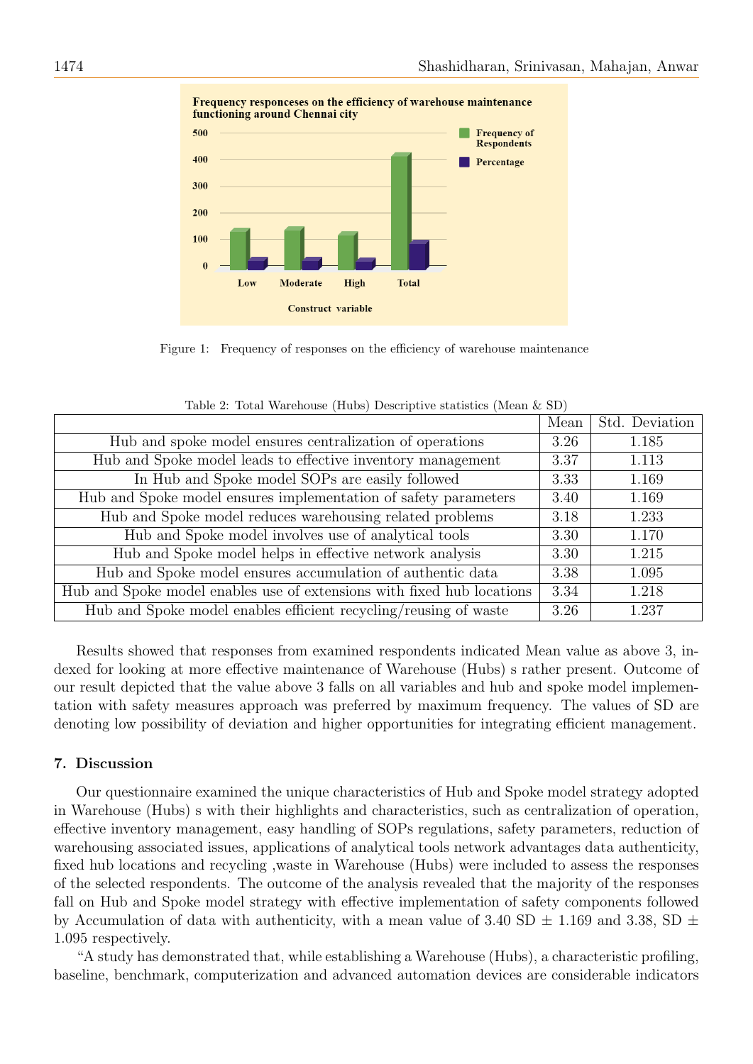Figure 1: Frequency of responses on the efficiency of warehouse maintenance

Table 2: Total Warehouse (Hubs) Descriptive statistics (Mean & SD)

| | Mean | Std. Deviation |
|---|---|---|
| Hub and spoke model ensures centralization of operations | 3.26 | 1.185 |
| Hub and Spoke model leads to effective inventory management | 3.37 | 1.113 |
| In Hub and Spoke model SOPs are easily followed | 3.33 | 1.169 |
| Hub and Spoke model ensures implementation of safety parameters | 3.40 | 1.169 |
| Hub and Spoke model reduces warehousing related problems | 3.18 | 1.233 |
| Hub and Spoke model involves use of analytical tools | 3.30 | 1.170 |
| Hub and Spoke model helps in effective network analysis | 3.30 | 1.215 |
| Hub and Spoke model ensures accumulation of authentic data | 3.38 | 1.095 |
| Hub and Spoke model enables use of extensions with fixed hub locations | 3.34 | 1.218 |
| Hub and Spoke model enables efficient recycling/reusing of waste | 3.26 | 1.237 |

Results showed that responses from examined respondents indicated Mean value as above 3, indexed for looking at more effective maintenance of Warehouse (Hubs) s rather present. Outcome of our result depicted that the value above 3 falls on all variables and hub and spoke model implementation with safety measures approach was preferred by maximum frequency. The values of SD are denoting low possibility of deviation and higher opportunities for integrating efficient management.

## 7. Discussion

Our questionnaire examined the unique characteristics of Hub and Spoke model strategy adopted in Warehouse (Hubs) s with their highlights and characteristics, such as centralization of operation, effective inventory management, easy handling of SOPs regulations, safety parameters, reduction of warehousing associated issues, applications of analytical tools network advantages data authenticity, fixed hub locations and recycling ,waste in Warehouse (Hubs) were included to assess the responses of the selected respondents. The outcome of the analysis revealed that the majority of the responses fall on Hub and Spoke model strategy with effective implementation of safety components followed by Accumulation of data with authenticity, with a mean value of 3.40 SD ± 1.169 and 3.38, SD ± 1.095 respectively.

"A study has demonstrated that, while establishing a Warehouse (Hubs), a characteristic profiling, baseline, benchmark, computerization and advanced automation devices are considerable indicators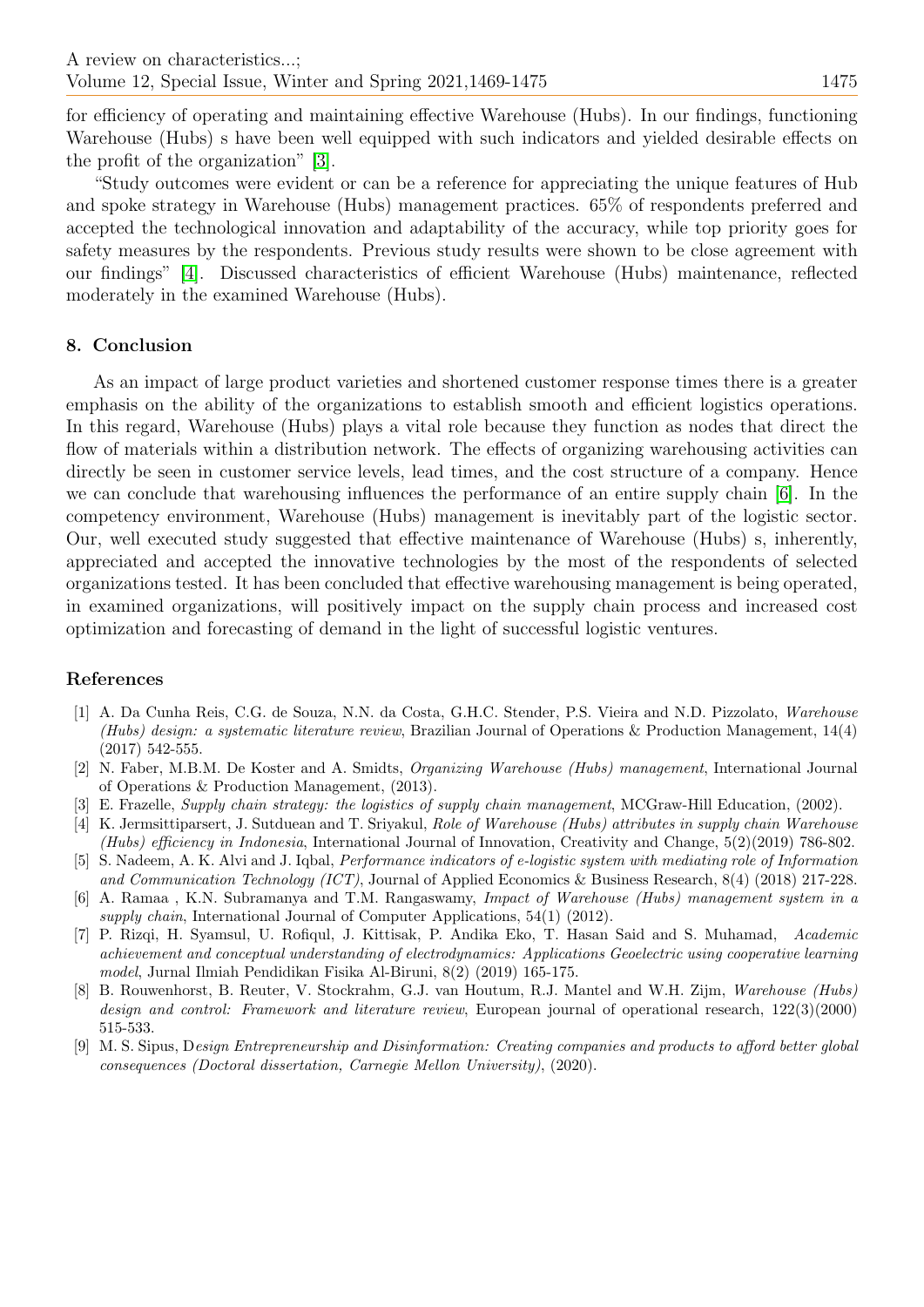for efficiency of operating and maintaining effective Warehouse (Hubs). In our findings, functioning Warehouse (Hubs) s have been well equipped with such indicators and yielded desirable effects on the profit of the organization" [3].

"Study outcomes were evident or can be a reference for appreciating the unique features of Hub and spoke strategy in Warehouse (Hubs) management practices. 65% of respondents preferred and accepted the technological innovation and adaptability of the accuracy, while top priority goes for safety measures by the respondents. Previous study results were shown to be close agreement with our findings" [4]. Discussed characteristics of efficient Warehouse (Hubs) maintenance, reflected moderately in the examined Warehouse (Hubs).

## 8. Conclusion

As an impact of large product varieties and shortened customer response times there is a greater emphasis on the ability of the organizations to establish smooth and efficient logistics operations. In this regard, Warehouse (Hubs) plays a vital role because they function as nodes that direct the flow of materials within a distribution network. The effects of organizing warehousing activities can directly be seen in customer service levels, lead times, and the cost structure of a company. Hence we can conclude that warehousing influences the performance of an entire supply chain [6]. In the competency environment, Warehouse (Hubs) management is inevitably part of the logistic sector. Our, well executed study suggested that effective maintenance of Warehouse (Hubs) s, inherently, appreciated and accepted the innovative technologies by the most of the respondents of selected organizations tested. It has been concluded that effective warehousing management is being operated, in examined organizations, will positively impact on the supply chain process and increased cost optimization and forecasting of demand in the light of successful logistic ventures.

## References

[1] A. Da Cunha Reis, C.G. de Souza, N.N. da Costa, G.H.C. Stender, P.S. Vieira and N.D. Pizzolato, *Warehouse (Hubs) design: a systematic literature review*, Brazilian Journal of Operations & Production Management, 14(4) (2017) 542-555.

[2] N. Faber, M.B.M. De Koster and A. Smidts, *Organizing Warehouse (Hubs) management*, International Journal of Operations & Production Management, (2013).

[3] E. Frazelle, *Supply chain strategy: the logistics of supply chain management*, MCGraw-Hill Education, (2002).

[4] K. Jermsittiparsert, J. Sutduean and T. Sriyakul, *Role of Warehouse (Hubs) attributes in supply chain Warehouse (Hubs) efficiency in Indonesia*, International Journal of Innovation, Creativity and Change, 5(2)(2019) 786-802.

[5] S. Nadeem, A. K. Alvi and J. Iqbal, *Performance indicators of e-logistic system with mediating role of Information and Communication Technology (ICT)*, Journal of Applied Economics & Business Research, 8(4) (2018) 217-228.

[6] A. Ramaa , K.N. Subramanya and T.M. Rangaswamy, *Impact of Warehouse (Hubs) management system in a supply chain*, International Journal of Computer Applications, 54(1) (2012).

[7] P. Rizqi, H. Syamsul, U. Rofiqul, J. Kittisak, P. Andika Eko, T. Hasan Said and S. Muhamad, *Academic achievement and conceptual understanding of electrodynamics: Applications Geoelectric using cooperative learning model*, Jurnal Ilmiah Pendidikan Fisika Al-Biruni, 8(2) (2019) 165-175.

[8] B. Rouwenhorst, B. Reuter, V. Stockrahm, G.J. van Houtum, R.J. Mantel and W.H. Zijm, *Warehouse (Hubs) design and control: Framework and literature review*, European journal of operational research, 122(3)(2000) 515-533.

[9] M. S. Sipus, D*esign Entrepreneurship and Disinformation: Creating companies and products to afford better global consequences (Doctoral dissertation, Carnegie Mellon University)*, (2020).